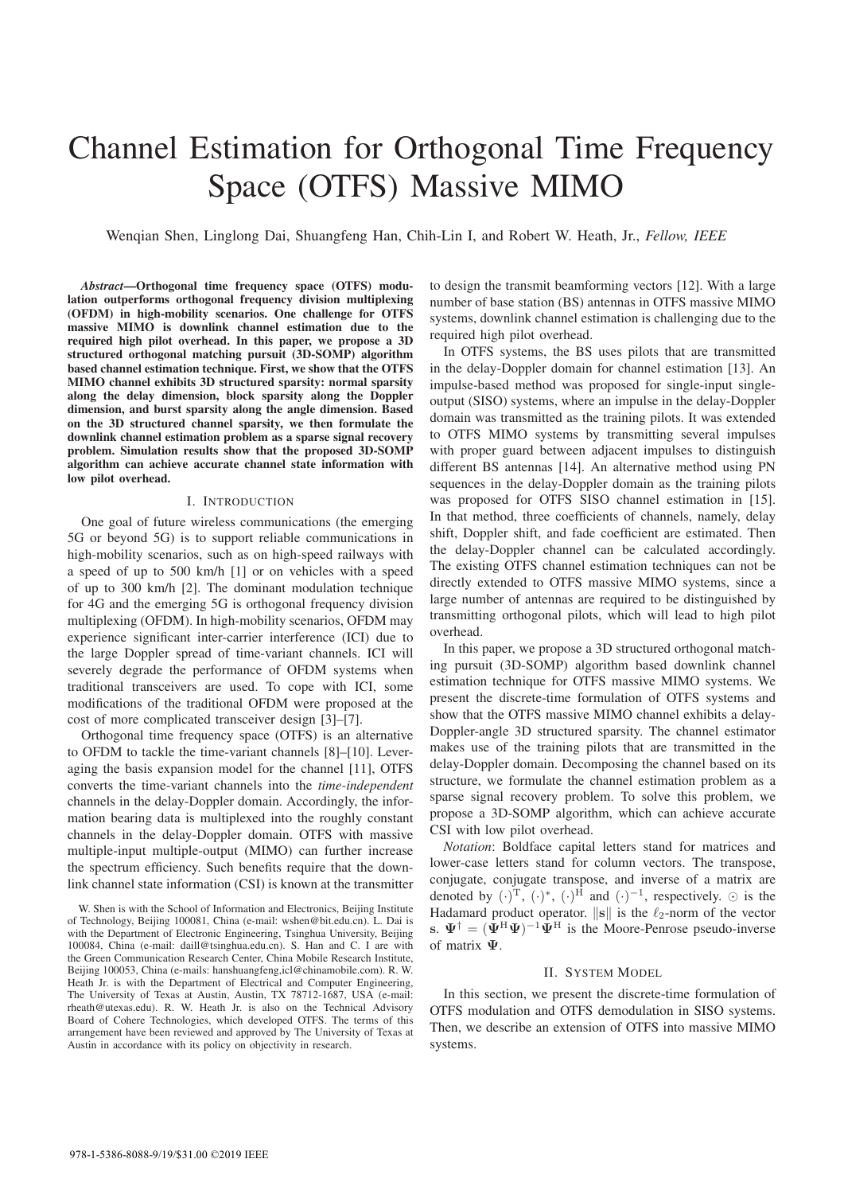# Channel Estimation for Orthogonal Time Frequency Space (OTFS) Massive MIMO

Wenqian Shen, Linglong Dai, Shuangfeng Han, Chih-Lin I, and Robert W. Heath, Jr., *Fellow, IEEE*

***Abstract*—Orthogonal time frequency space (OTFS) modulation outperforms orthogonal frequency division multiplexing (OFDM) in high-mobility scenarios. One challenge for OTFS massive MIMO is downlink channel estimation due to the required high pilot overhead. In this paper, we propose a 3D structured orthogonal matching pursuit (3D-SOMP) algorithm based channel estimation technique. First, we show that the OTFS MIMO channel exhibits 3D structured sparsity: normal sparsity along the delay dimension, block sparsity along the Doppler dimension, and burst sparsity along the angle dimension. Based on the 3D structured channel sparsity, we then formulate the downlink channel estimation problem as a sparse signal recovery problem. Simulation results show that the proposed 3D-SOMP algorithm can achieve accurate channel state information with low pilot overhead.**

## I. Introduction

One goal of future wireless communications (the emerging 5G or beyond 5G) is to support reliable communications in high-mobility scenarios, such as on high-speed railways with a speed of up to 500 km/h [1] or on vehicles with a speed of up to 300 km/h [2]. The dominant modulation technique for 4G and the emerging 5G is orthogonal frequency division multiplexing (OFDM). In high-mobility scenarios, OFDM may experience significant inter-carrier interference (ICI) due to the large Doppler spread of time-variant channels. ICI will severely degrade the performance of OFDM systems when traditional transceivers are used. To cope with ICI, some modifications of the traditional OFDM were proposed at the cost of more complicated transceiver design [3]–[7].

Orthogonal time frequency space (OTFS) is an alternative to OFDM to tackle the time-variant channels [8]–[10]. Leveraging the basis expansion model for the channel [11], OTFS converts the time-variant channels into the *time-independent* channels in the delay-Doppler domain. Accordingly, the information bearing data is multiplexed into the roughly constant channels in the delay-Doppler domain. OTFS with massive multiple-input multiple-output (MIMO) can further increase the spectrum efficiency. Such benefits require that the downlink channel state information (CSI) is known at the transmitter to design the transmit beamforming vectors [12]. With a large number of base station (BS) antennas in OTFS massive MIMO systems, downlink channel estimation is challenging due to the required high pilot overhead.

In OTFS systems, the BS uses pilots that are transmitted in the delay-Doppler domain for channel estimation [13]. An impulse-based method was proposed for single-input single-output (SISO) systems, where an impulse in the delay-Doppler domain was transmitted as the training pilots. It was extended to OTFS MIMO systems by transmitting several impulses with proper guard between adjacent impulses to distinguish different BS antennas [14]. An alternative method using PN sequences in the delay-Doppler domain as the training pilots was proposed for OTFS SISO channel estimation in [15]. In that method, three coefficients of channels, namely, delay shift, Doppler shift, and fade coefficient are estimated. Then the delay-Doppler channel can be calculated accordingly. The existing OTFS channel estimation techniques can not be directly extended to OTFS massive MIMO systems, since a large number of antennas are required to be distinguished by transmitting orthogonal pilots, which will lead to high pilot overhead.

In this paper, we propose a 3D structured orthogonal matching pursuit (3D-SOMP) algorithm based downlink channel estimation technique for OTFS massive MIMO systems. We present the discrete-time formulation of OTFS systems and show that the OTFS massive MIMO channel exhibits a delay-Doppler-angle 3D structured sparsity. The channel estimator makes use of the training pilots that are transmitted in the delay-Doppler domain. Decomposing the channel based on its structure, we formulate the channel estimation problem as a sparse signal recovery problem. To solve this problem, we propose a 3D-SOMP algorithm, which can achieve accurate CSI with low pilot overhead.

*Notation*: Boldface capital letters stand for matrices and lower-case letters stand for column vectors. The transpose, conjugate, conjugate transpose, and inverse of a matrix are denoted by $(\cdot)^{\mathrm{T}}$, $(\cdot)^{*}$, $(\cdot)^{\mathrm{H}}$ and $(\cdot)^{-1}$, respectively. $\odot$ is the Hadamard product operator. $\|\mathbf{s}\|$ is the $\ell_2$-norm of the vector $\mathbf{s}$. $\mathbf{\Psi}^{\dagger} = (\mathbf{\Psi}^{\mathrm{H}}\mathbf{\Psi})^{-1}\mathbf{\Psi}^{\mathrm{H}}$ is the Moore-Penrose pseudo-inverse of matrix $\mathbf{\Psi}$.

## II. System Model

In this section, we present the discrete-time formulation of OTFS modulation and OTFS demodulation in SISO systems. Then, we describe an extension of OTFS into massive MIMO systems.

W. Shen is with the School of Information and Electronics, Beijing Institute of Technology, Beijing 100081, China (e-mail: wshen@bit.edu.cn). L. Dai is with the Department of Electronic Engineering, Tsinghua University, Beijing 100084, China (e-mail: daill@tsinghua.edu.cn). S. Han and C. I are with the Green Communication Research Center, China Mobile Research Institute, Beijing 100053, China (e-mails: hanshuangfeng,icl@chinamobile.com). R. W. Heath Jr. is with the Department of Electrical and Computer Engineering, The University of Texas at Austin, Austin, TX 78712-1687, USA (e-mail: rheath@utexas.edu). R. W. Heath Jr. is also on the Technical Advisory Board of Cohere Technologies, which developed OTFS. The terms of this arrangement have been reviewed and approved by The University of Texas at Austin in accordance with its policy on objectivity in research.

978-1-5386-8088-9/19/$31.00 ©2019 IEEE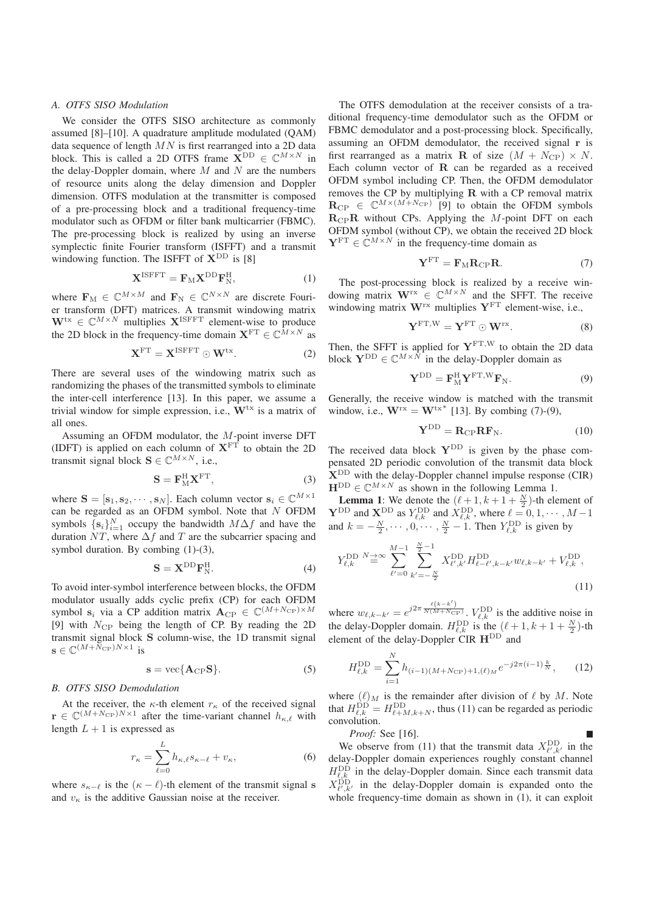### A. OTFS SISO Modulation

We consider the OTFS SISO architecture as commonly assumed [8]–[10]. A quadrature amplitude modulated (QAM) data sequence of length $MN$ is first rearranged into a 2D data block. This is called a 2D OTFS frame $\mathbf{X}^{\mathrm{DD}} \in \mathbb{C}^{M\times N}$ in the delay-Doppler domain, where $M$ and $N$ are the numbers of resource units along the delay dimension and Doppler dimension. OTFS modulation at the transmitter is composed of a pre-processing block and a traditional frequency-time modulator such as OFDM or filter bank multicarrier (FBMC). The pre-processing block is realized by using an inverse symplectic finite Fourier transform (ISFFT) and a transmit windowing function. The ISFFT of $\mathbf{X}^{\mathrm{DD}}$ is [8]

$$\mathbf{X}^{\mathrm{ISFFT}} = \mathbf{F}_{\mathrm{M}}\mathbf{X}^{\mathrm{DD}}\mathbf{F}_{\mathrm{N}}^{\mathrm{H}}, \tag{1}$$

where $\mathbf{F}_{\mathrm{M}} \in \mathbb{C}^{M\times M}$ and $\mathbf{F}_{\mathrm{N}} \in \mathbb{C}^{N\times N}$ are discrete Fourier transform (DFT) matrices. A transmit windowing matrix $\mathbf{W}^{\mathrm{tx}} \in \mathbb{C}^{M\times N}$ multiplies $\mathbf{X}^{\mathrm{ISFFT}}$ element-wise to produce the 2D block in the frequency-time domain $\mathbf{X}^{\mathrm{FT}} \in \mathbb{C}^{M\times N}$ as

$$\mathbf{X}^{\mathrm{FT}} = \mathbf{X}^{\mathrm{ISFFT}} \odot \mathbf{W}^{\mathrm{tx}}. \tag{2}$$

There are several uses of the windowing matrix such as randomizing the phases of the transmitted symbols to eliminate the inter-cell interference [13]. In this paper, we assume a trivial window for simple expression, i.e., $\mathbf{W}^{\mathrm{tx}}$ is a matrix of all ones.

Assuming an OFDM modulator, the $M$-point inverse DFT (IDFT) is applied on each column of $\mathbf{X}^{\mathrm{FT}}$ to obtain the 2D transmit signal block $\mathbf{S} \in \mathbb{C}^{M\times N}$, i.e.,

$$\mathbf{S} = \mathbf{F}_{\mathrm{M}}^{\mathrm{H}}\mathbf{X}^{\mathrm{FT}}, \tag{3}$$

where $\mathbf{S} = [\mathbf{s}_1, \mathbf{s}_2, \cdots, \mathbf{s}_N]$. Each column vector $\mathbf{s}_i \in \mathbb{C}^{M\times 1}$ can be regarded as an OFDM symbol. Note that $N$ OFDM symbols $\{\mathbf{s}_i\}_{i=1}^N$ occupy the bandwidth $M\Delta f$ and have the duration $NT$, where $\Delta f$ and $T$ are the subcarrier spacing and symbol duration. By combing (1)-(3),

$$\mathbf{S} = \mathbf{X}^{\mathrm{DD}}\mathbf{F}_{\mathrm{N}}^{\mathrm{H}}. \tag{4}$$

To avoid inter-symbol interference between blocks, the OFDM modulator usually adds cyclic prefix (CP) for each OFDM symbol $\mathbf{s}_i$ via a CP addition matrix $\mathbf{A}_{\mathrm{CP}} \in \mathbb{C}^{(M+N_{\mathrm{CP}})\times M}$ [9] with $N_{\mathrm{CP}}$ being the length of CP. By reading the 2D transmit signal block $\mathbf{S}$ column-wise, the 1D transmit signal $\mathbf{s} \in \mathbb{C}^{(M+N_{\mathrm{CP}})N\times 1}$ is

$$\mathbf{s} = \mathrm{vec}\{\mathbf{A}_{\mathrm{CP}}\mathbf{S}\}. \tag{5}$$

### B. OTFS SISO Demodulation

At the receiver, the $\kappa$-th element $r_\kappa$ of the received signal $\mathbf{r} \in \mathbb{C}^{(M+N_{\mathrm{CP}})N\times 1}$ after the time-variant channel $h_{\kappa,\ell}$ with length $L+1$ is expressed as

$$r_\kappa = \sum_{\ell=0}^{L} h_{\kappa,\ell}s_{\kappa-\ell} + v_\kappa, \tag{6}$$

where $s_{\kappa-\ell}$ is the $(\kappa-\ell)$-th element of the transmit signal $\mathbf{s}$ and $v_\kappa$ is the additive Gaussian noise at the receiver.

The OTFS demodulation at the receiver consists of a traditional frequency-time demodulator such as the OFDM or FBMC demodulator and a post-processing block. Specifically, assuming an OFDM demodulator, the received signal $\mathbf{r}$ is first rearranged as a matrix $\mathbf{R}$ of size $(M+N_{\mathrm{CP}})\times N$. Each column vector of $\mathbf{R}$ can be regarded as a received OFDM symbol including CP. Then, the OFDM demodulator removes the CP by multiplying $\mathbf{R}$ with a CP removal matrix $\mathbf{R}_{\mathrm{CP}} \in \mathbb{C}^{M\times(M+N_{\mathrm{CP}})}$ [9] to obtain the OFDM symbols $\mathbf{R}_{\mathrm{CP}}\mathbf{R}$ without CPs. Applying the $M$-point DFT on each OFDM symbol (without CP), we obtain the received 2D block $\mathbf{Y}^{\mathrm{FT}} \in \mathbb{C}^{M\times N}$ in the frequency-time domain as

$$\mathbf{Y}^{\mathrm{FT}} = \mathbf{F}_{\mathrm{M}}\mathbf{R}_{\mathrm{CP}}\mathbf{R}. \tag{7}$$

The post-processing block is realized by a receive windowing matrix $\mathbf{W}^{\mathrm{rx}} \in \mathbb{C}^{M\times N}$ and the SFFT. The receive windowing matrix $\mathbf{W}^{\mathrm{rx}}$ multiplies $\mathbf{Y}^{\mathrm{FT}}$ element-wise, i.e.,

$$\mathbf{Y}^{\mathrm{FT,W}} = \mathbf{Y}^{\mathrm{FT}} \odot \mathbf{W}^{\mathrm{rx}}. \tag{8}$$

Then, the SFFT is applied for $\mathbf{Y}^{\mathrm{FT,W}}$ to obtain the 2D data block $\mathbf{Y}^{\mathrm{DD}} \in \mathbb{C}^{M\times N}$ in the delay-Doppler domain as

$$\mathbf{Y}^{\mathrm{DD}} = \mathbf{F}_{\mathrm{M}}^{\mathrm{H}}\mathbf{Y}^{\mathrm{FT,W}}\mathbf{F}_{\mathrm{N}}. \tag{9}$$

Generally, the receive window is matched with the transmit window, i.e., $\mathbf{W}^{\mathrm{rx}} = \mathbf{W}^{\mathrm{tx}^*}$ [13]. By combing (7)-(9),

$$\mathbf{Y}^{\mathrm{DD}} = \mathbf{R}_{\mathrm{CP}}\mathbf{R}\mathbf{F}_{\mathrm{N}}. \tag{10}$$

The received data block $\mathbf{Y}^{\mathrm{DD}}$ is given by the phase compensated 2D periodic convolution of the transmit data block $\mathbf{X}^{\mathrm{DD}}$ with the delay-Doppler channel impulse response (CIR) $\mathbf{H}^{\mathrm{DD}} \in \mathbb{C}^{M\times N}$ as shown in the following Lemma 1.

**Lemma 1**: We denote the $(\ell+1, k+1+\frac{N}{2})$-th element of $\mathbf{Y}^{\mathrm{DD}}$ and $\mathbf{X}^{\mathrm{DD}}$ as $Y_{\ell,k}^{\mathrm{DD}}$ and $X_{\ell,k}^{\mathrm{DD}}$, where $\ell = 0, 1, \cdots, M-1$ and $k = -\frac{N}{2}, \cdots, 0, \cdots, \frac{N}{2}-1$. Then $Y_{\ell,k}^{\mathrm{DD}}$ is given by

$$Y_{\ell,k}^{\mathrm{DD}} \overset{N\to\infty}{=} \sum_{\ell'=0}^{M-1}\sum_{k'=-\frac{N}{2}}^{\frac{N}{2}-1} X_{\ell',k'}^{\mathrm{DD}} H_{\ell-\ell',k-k'}^{\mathrm{DD}} w_{\ell,k-k'} + V_{\ell,k}^{\mathrm{DD}}, \tag{11}$$

where $w_{\ell,k-k'} = e^{j2\pi\frac{\ell(k-k')}{N(M+N_{\mathrm{CP}})}}$. $V_{\ell,k}^{\mathrm{DD}}$ is the additive noise in the delay-Doppler domain. $H_{\ell,k}^{\mathrm{DD}}$ is the $(\ell+1, k+1+\frac{N}{2})$-th element of the delay-Doppler CIR $\mathbf{H}^{\mathrm{DD}}$ and

$$H_{\ell,k}^{\mathrm{DD}} = \sum_{i=1}^{N} h_{(i-1)(M+N_{\mathrm{CP}})+1,(\ell)_M} e^{-j2\pi(i-1)\frac{k}{N}}, \tag{12}$$

where $(\ell)_M$ is the remainder after division of $\ell$ by $M$. Note that $H_{\ell,k}^{\mathrm{DD}} = H_{\ell+M,k+N}^{\mathrm{DD}}$, thus (11) can be regarded as periodic convolution.

*Proof:* See [16]. ∎

We observe from (11) that the transmit data $X_{\ell',k'}^{\mathrm{DD}}$ in the delay-Doppler domain experiences roughly constant channel $H_{\ell,k}^{\mathrm{DD}}$ in the delay-Doppler domain. Since each transmit data $X_{\ell',k'}^{\mathrm{DD}}$ in the delay-Doppler domain is expanded onto the whole frequency-time domain as shown in (1), it can exploit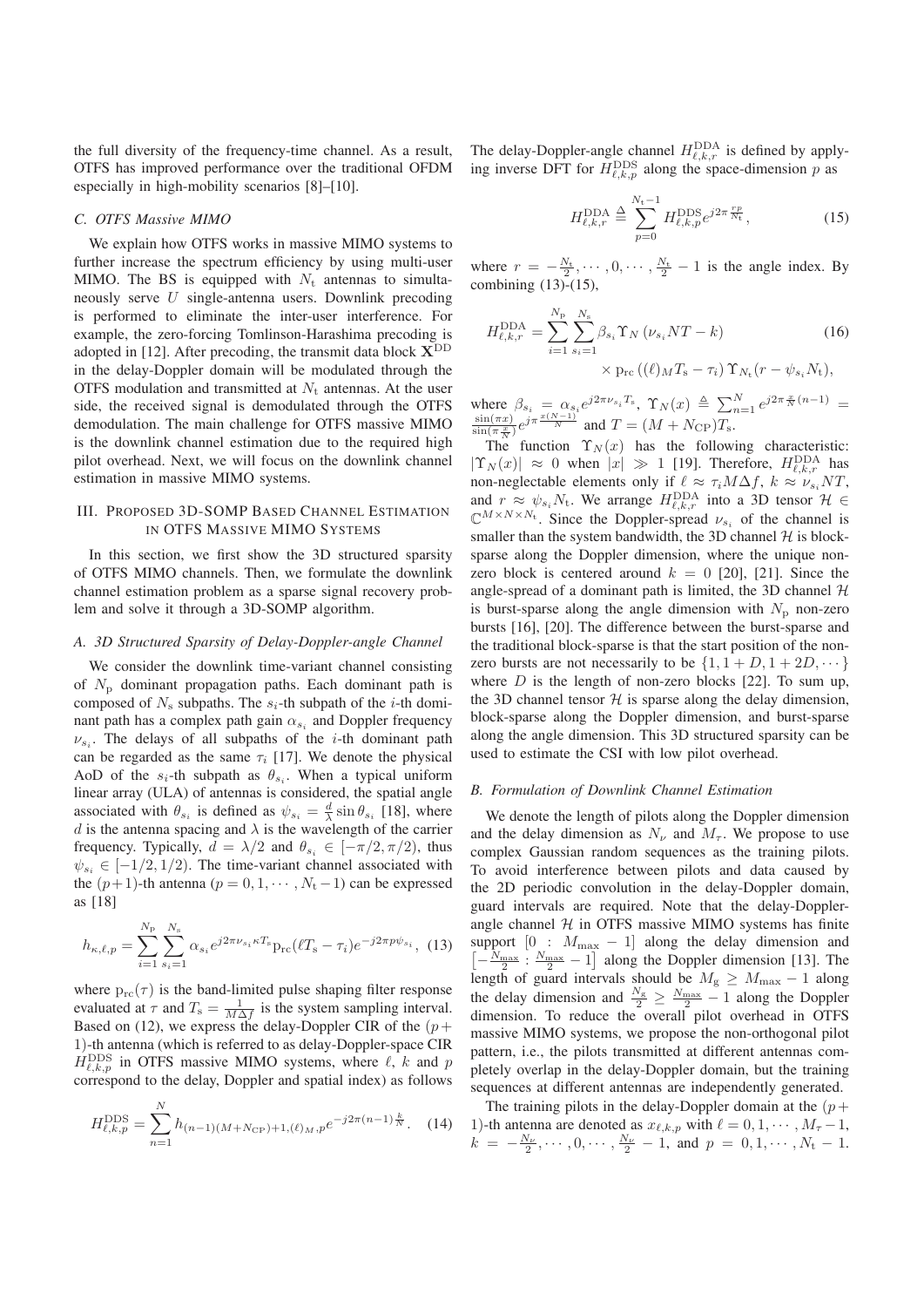the full diversity of the frequency-time channel. As a result, OTFS has improved performance over the traditional OFDM especially in high-mobility scenarios [8]–[10].

### C. OTFS Massive MIMO

We explain how OTFS works in massive MIMO systems to further increase the spectrum efficiency by using multi-user MIMO. The BS is equipped with $N_{\rm t}$ antennas to simultaneously serve $U$ single-antenna users. Downlink precoding is performed to eliminate the inter-user interference. For example, the zero-forcing Tomlinson-Harashima precoding is adopted in [12]. After precoding, the transmit data block $\mathbf{X}^{\rm DD}$ in the delay-Doppler domain will be modulated through the OTFS modulation and transmitted at $N_{\rm t}$ antennas. At the user side, the received signal is demodulated through the OTFS demodulation. The main challenge for OTFS massive MIMO is the downlink channel estimation due to the required high pilot overhead. Next, we will focus on the downlink channel estimation in massive MIMO systems.

## III. Proposed 3D-SOMP Based Channel Estimation in OTFS Massive MIMO Systems

In this section, we first show the 3D structured sparsity of OTFS MIMO channels. Then, we formulate the downlink channel estimation problem as a sparse signal recovery problem and solve it through a 3D-SOMP algorithm.

### A. 3D Structured Sparsity of Delay-Doppler-angle Channel

We consider the downlink time-variant channel consisting of $N_{\rm p}$ dominant propagation paths. Each dominant path is composed of $N_{\rm s}$ subpaths. The $s_i$-th subpath of the $i$-th dominant path has a complex path gain $\alpha_{s_i}$ and Doppler frequency $\nu_{s_i}$. The delays of all subpaths of the $i$-th dominant path can be regarded as the same $\tau_i$ [17]. We denote the physical AoD of the $s_i$-th subpath as $\theta_{s_i}$. When a typical uniform linear array (ULA) of antennas is considered, the spatial angle associated with $\theta_{s_i}$ is defined as $\psi_{s_i} = \frac{d}{\lambda}\sin\theta_{s_i}$ [18], where $d$ is the antenna spacing and $\lambda$ is the wavelength of the carrier frequency. Typically, $d = \lambda/2$ and $\theta_{s_i} \in [-\pi/2, \pi/2)$, thus $\psi_{s_i} \in [-1/2, 1/2)$. The time-variant channel associated with the $(p+1)$-th antenna ($p = 0, 1, \cdots, N_{\rm t}-1$) can be expressed as [18]

$$h_{\kappa,\ell,p} = \sum_{i=1}^{N_{\rm p}}\sum_{s_i=1}^{N_{\rm s}} \alpha_{s_i} e^{j2\pi\nu_{s_i}\kappa T_{\rm s}} {\rm p}_{\rm rc}(\ell T_{\rm s} - \tau_i) e^{-j2\pi p\psi_{s_i}}, \quad (13)$$

where ${\rm p}_{\rm rc}(\tau)$ is the band-limited pulse shaping filter response evaluated at $\tau$ and $T_{\rm s} = \frac{1}{M\Delta f}$ is the system sampling interval. Based on (12), we express the delay-Doppler CIR of the $(p+1)$-th antenna (which is referred to as delay-Doppler-space CIR $H^{\rm DDS}_{\ell,k,p}$ in OTFS massive MIMO systems, where $\ell$, $k$ and $p$ correspond to the delay, Doppler and spatial index) as follows

$$H^{\rm DDS}_{\ell,k,p} = \sum_{n=1}^{N} h_{(n-1)(M+N_{\rm CP})+1,(\ell)_M,p} e^{-j2\pi(n-1)\frac{k}{N}}. \quad (14)$$

The delay-Doppler-angle channel $H^{\rm DDA}_{\ell,k,r}$ is defined by applying inverse DFT for $H^{\rm DDS}_{\ell,k,p}$ along the space-dimension $p$ as

$$H^{\rm DDA}_{\ell,k,r} \triangleq \sum_{p=0}^{N_{\rm t}-1} H^{\rm DDS}_{\ell,k,p} e^{j2\pi\frac{rp}{N_{\rm t}}}, \quad (15)$$

where $r = -\frac{N_{\rm t}}{2}, \cdots, 0, \cdots, \frac{N_{\rm t}}{2}-1$ is the angle index. By combining (13)-(15),

$$\begin{aligned} H^{\rm DDA}_{\ell,k,r} = &\sum_{i=1}^{N_{\rm p}}\sum_{s_i=1}^{N_{\rm s}} \beta_{s_i} \Upsilon_N\left(\nu_{s_i}NT - k\right) \quad (16)\\ &\times {\rm p}_{\rm rc}\left((\ell)_M T_{\rm s} - \tau_i\right) \Upsilon_{N_{\rm t}}(r - \psi_{s_i}N_{\rm t}), \end{aligned}$$

where $\beta_{s_i} = \alpha_{s_i} e^{j2\pi\nu_{s_i}T_s}$, $\Upsilon_N(x) \triangleq \sum_{n=1}^{N} e^{j2\pi\frac{x}{N}(n-1)} = \frac{\sin(\pi x)}{\sin(\pi\frac{x}{N})} e^{j\pi\frac{x(N-1)}{N}}$ and $T = (M+N_{\rm CP})T_{\rm s}$.

The function $\Upsilon_N(x)$ has the following characteristic: $|\Upsilon_N(x)| \approx 0$ when $|x| \gg 1$ [19]. Therefore, $H^{\rm DDA}_{\ell,k,r}$ has non-neglectable elements only if $\ell \approx \tau_i M\Delta f$, $k \approx \nu_{s_i}NT$, and $r \approx \psi_{s_i}N_{\rm t}$. We arrange $H^{\rm DDA}_{\ell,k,r}$ into a 3D tensor $\mathcal{H} \in \mathbb{C}^{M\times N\times N_{\rm t}}$. Since the Doppler-spread $\nu_{s_i}$ of the channel is smaller than the system bandwidth, the 3D channel $\mathcal{H}$ is block-sparse along the Doppler dimension, where the unique non-zero block is centered around $k = 0$ [20], [21]. Since the angle-spread of a dominant path is limited, the 3D channel $\mathcal{H}$ is burst-sparse along the angle dimension with $N_{\rm p}$ non-zero bursts [16], [20]. The difference between the burst-sparse and the traditional block-sparse is that the start position of the non-zero bursts are not necessarily to be $\{1, 1+D, 1+2D, \cdots\}$ where $D$ is the length of non-zero blocks [22]. To sum up, the 3D channel tensor $\mathcal{H}$ is sparse along the delay dimension, block-sparse along the Doppler dimension, and burst-sparse along the angle dimension. This 3D structured sparsity can be used to estimate the CSI with low pilot overhead.

### B. Formulation of Downlink Channel Estimation

We denote the length of pilots along the Doppler dimension and the delay dimension as $N_\nu$ and $M_\tau$. We propose to use complex Gaussian random sequences as the training pilots. To avoid interference between pilots and data caused by the 2D periodic convolution in the delay-Doppler domain, guard intervals are required. Note that the delay-Doppler-angle channel $\mathcal{H}$ in OTFS massive MIMO systems has finite support $[0 : M_{\max}-1]$ along the delay dimension and $\left[-\frac{N_{\max}}{2} : \frac{N_{\max}}{2}-1\right]$ along the Doppler dimension [13]. The length of guard intervals should be $M_{\rm g} \geq M_{\max}-1$ along the delay dimension and $\frac{N_{\rm g}}{2} \geq \frac{N_{\max}}{2}-1$ along the Doppler dimension. To reduce the overall pilot overhead in OTFS massive MIMO systems, we propose the non-orthogonal pilot pattern, i.e., the pilots transmitted at different antennas completely overlap in the delay-Doppler domain, but the training sequences at different antennas are independently generated.

The training pilots in the delay-Doppler domain at the $(p+1)$-th antenna are denoted as $x_{\ell,k,p}$ with $\ell = 0, 1, \cdots, M_\tau - 1$, $k = -\frac{N_\nu}{2}, \cdots, 0, \cdots, \frac{N_\nu}{2}-1$, and $p = 0, 1, \cdots, N_{\rm t}-1$.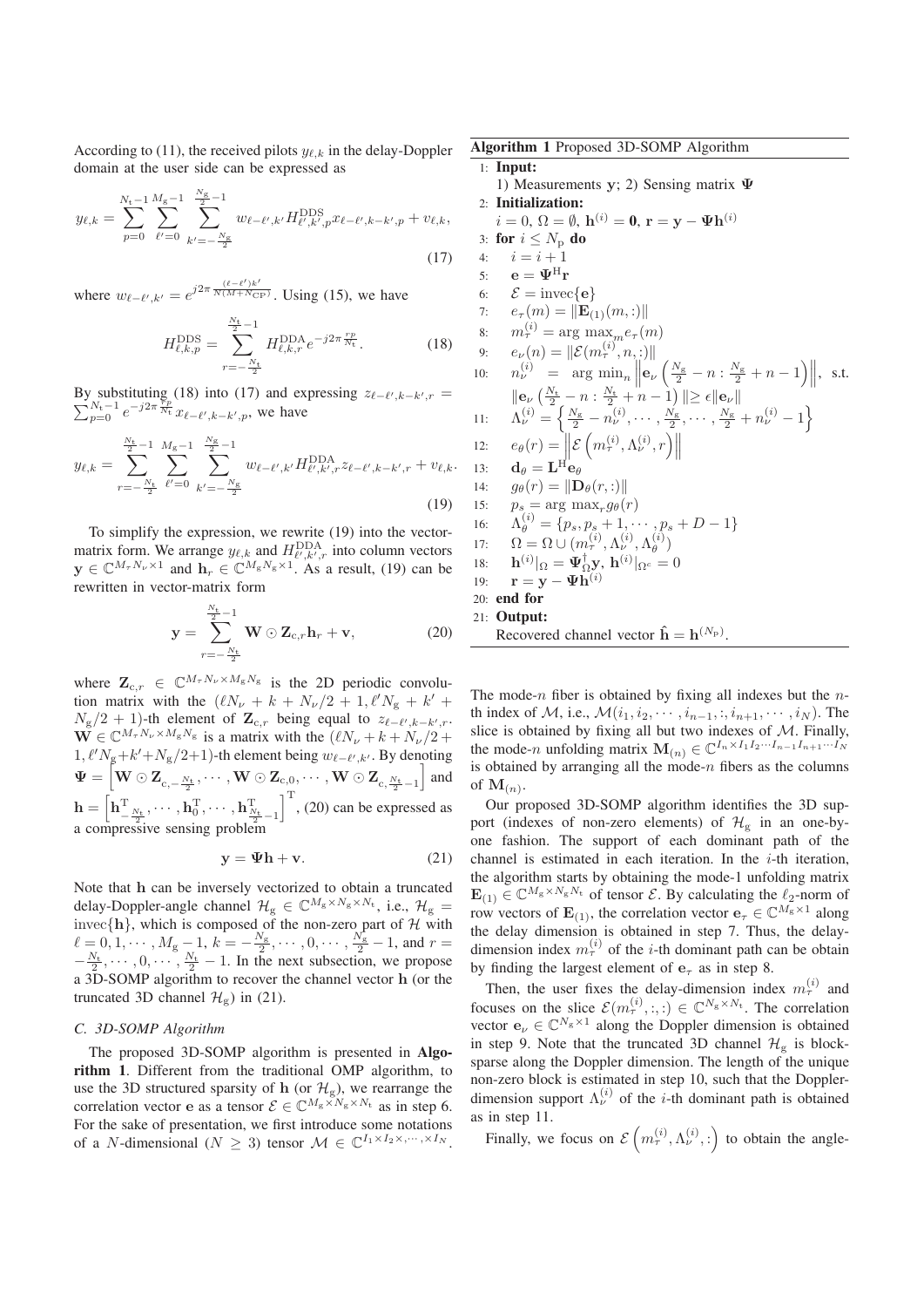According to (11), the received pilots $y_{\ell,k}$ in the delay-Doppler domain at the user side can be expressed as

$$y_{\ell,k} = \sum_{p=0}^{N_{\rm t}-1}\sum_{\ell'=0}^{M_{\rm g}-1}\sum_{k'=-\frac{N_{\rm g}}{2}}^{\frac{N_{\rm g}}{2}-1} w_{\ell-\ell',k'} H^{\rm DDS}_{\ell',k',p} x_{\ell-\ell',k-k',p} + v_{\ell,k}, \tag{17}$$

where $w_{\ell-\ell',k'} = e^{j2\pi\frac{(\ell-\ell')k'}{N(M+N_{\rm CP})}}$. Using (15), we have

$$H^{\rm DDS}_{\ell,k,p} = \sum_{r=-\frac{N_{\rm t}}{2}}^{\frac{N_{\rm t}}{2}-1} H^{\rm DDA}_{\ell,k,r} e^{-j2\pi\frac{rp}{N_{\rm t}}}. \tag{18}$$

By substituting (18) into (17) and expressing $z_{\ell-\ell',k-k',r} = \sum_{p=0}^{N_{\rm t}-1} e^{-j2\pi\frac{rp}{N_{\rm t}}} x_{\ell-\ell',k-k',p}$, we have

$$y_{\ell,k} = \sum_{r=-\frac{N_{\rm t}}{2}}^{\frac{N_{\rm t}}{2}-1}\sum_{\ell'=0}^{M_{\rm g}-1}\sum_{k'=-\frac{N_{\rm g}}{2}}^{\frac{N_{\rm g}}{2}-1} w_{\ell-\ell',k'} H^{\rm DDA}_{\ell',k',r} z_{\ell-\ell',k-k',r} + v_{\ell,k}. \tag{19}$$

To simplify the expression, we rewrite (19) into the vector-matrix form. We arrange $y_{\ell,k}$ and $H^{\rm DDA}_{\ell',k',r}$ into column vectors $\mathbf{y} \in \mathbb{C}^{M_\tau N_\nu \times 1}$ and $\mathbf{h}_r \in \mathbb{C}^{M_{\rm g} N_{\rm g} \times 1}$. As a result, (19) can be rewritten in vector-matrix form

$$\mathbf{y} = \sum_{r=-\frac{N_{\rm t}}{2}}^{\frac{N_{\rm t}}{2}-1} \mathbf{W} \odot \mathbf{Z}_{{\rm c},r} \mathbf{h}_r + \mathbf{v}, \tag{20}$$

where $\mathbf{Z}_{{\rm c},r} \in \mathbb{C}^{M_\tau N_\nu \times M_{\rm g} N_{\rm g}}$ is the 2D periodic convolution matrix with the $(\ell N_\nu + k + N_\nu/2 + 1, \ell' N_{\rm g} + k' + N_{\rm g}/2 + 1)$-th element of $\mathbf{Z}_{{\rm c},r}$ being equal to $z_{\ell-\ell',k-k',r}$. $\mathbf{W} \in \mathbb{C}^{M_\tau N_\nu \times M_{\rm g} N_{\rm g}}$ is a matrix with the $(\ell N_\nu + k + N_\nu/2 + 1, \ell' N_{\rm g} + k' + N_{\rm g}/2 + 1)$-th element being $w_{\ell-\ell',k'}$. By denoting $\mathbf{\Psi} = \left[\mathbf{W} \odot \mathbf{Z}_{{\rm c},-\frac{N_{\rm t}}{2}}, \cdots, \mathbf{W} \odot \mathbf{Z}_{{\rm c},0}, \cdots, \mathbf{W} \odot \mathbf{Z}_{{\rm c},\frac{N_{\rm t}}{2}-1}\right]$ and $\mathbf{h} = \left[\mathbf{h}^{\rm T}_{-\frac{N_{\rm t}}{2}}, \cdots, \mathbf{h}^{\rm T}_0, \cdots, \mathbf{h}^{\rm T}_{\frac{N_{\rm t}}{2}-1}\right]^{\rm T}$, (20) can be expressed as a compressive sensing problem

$$\mathbf{y} = \mathbf{\Psi}\mathbf{h} + \mathbf{v}. \tag{21}$$

Note that $\mathbf{h}$ can be inversely vectorized to obtain a truncated delay-Doppler-angle channel $\mathcal{H}_{\rm g} \in \mathbb{C}^{M_{\rm g} \times N_{\rm g} \times N_{\rm t}}$, i.e., $\mathcal{H}_{\rm g} = {\rm invec}\{\mathbf{h}\}$, which is composed of the non-zero part of $\mathcal{H}$ with $\ell = 0, 1, \cdots, M_{\rm g}-1$, $k = -\frac{N_{\rm g}}{2}, \cdots, 0, \cdots, \frac{N_{\rm g}}{2}-1$, and $r = -\frac{N_{\rm t}}{2}, \cdots, 0, \cdots, \frac{N_{\rm t}}{2}-1$. In the next subsection, we propose a 3D-SOMP algorithm to recover the channel vector $\mathbf{h}$ (or the truncated 3D channel $\mathcal{H}_{\rm g}$) in (21).

### C. 3D-SOMP Algorithm

The proposed 3D-SOMP algorithm is presented in **Algorithm 1**. Different from the traditional OMP algorithm, to use the 3D structured sparsity of $\mathbf{h}$ (or $\mathcal{H}_{\rm g}$), we rearrange the correlation vector $\mathbf{e}$ as a tensor $\mathcal{E} \in \mathbb{C}^{M_{\rm g} \times N_{\rm g} \times N_{\rm t}}$ as in step 6. For the sake of presentation, we first introduce some notations of a $N$-dimensional ($N \geq 3$) tensor $\mathcal{M} \in \mathbb{C}^{I_1 \times I_2 \times, \cdots, \times I_N}$.

**Algorithm 1** Proposed 3D-SOMP Algorithm

1: **Input:**
   1) Measurements $\mathbf{y}$; 2) Sensing matrix $\mathbf{\Psi}$
2: **Initialization:**
   $i = 0$, $\Omega = \emptyset$, $\mathbf{h}^{(i)} = \mathbf{0}$, $\mathbf{r} = \mathbf{y} - \mathbf{\Psi}\mathbf{h}^{(i)}$
3: **for** $i \leq N_{\rm p}$ **do**
4: $\quad i = i + 1$
5: $\quad \mathbf{e} = \mathbf{\Psi}^{\rm H}\mathbf{r}$
6: $\quad \mathcal{E} = {\rm invec}\{\mathbf{e}\}$
7: $\quad e_\tau(m) = \|\mathbf{E}_{(1)}(m,:)\|$
8: $\quad m_\tau^{(i)} = \arg\max_m e_\tau(m)$
9: $\quad e_\nu(n) = \|\mathcal{E}(m_\tau^{(i)}, n, :)\|$
10: $\quad n_\nu^{(i)} = \arg\min_n \left\|\mathbf{e}_\nu\left(\frac{N_{\rm g}}{2} - n : \frac{N_{\rm g}}{2} + n - 1\right)\right\|$, s.t. $\left\|\mathbf{e}_\nu\left(\frac{N_{\rm t}}{2} - n : \frac{N_{\rm t}}{2} + n - 1\right)\right\| \geq \epsilon\|\mathbf{e}_\nu\|$
11: $\quad \Lambda_\nu^{(i)} = \left\{\frac{N_{\rm g}}{2} - n_\nu^{(i)}, \cdots, \frac{N_{\rm g}}{2}, \cdots, \frac{N_{\rm g}}{2} + n_\nu^{(i)} - 1\right\}$
12: $\quad e_\theta(r) = \left\|\mathcal{E}\left(m_\tau^{(i)}, \Lambda_\nu^{(i)}, r\right)\right\|$
13: $\quad \mathbf{d}_\theta = \mathbf{L}^{\rm H}\mathbf{e}_\theta$
14: $\quad g_\theta(r) = \|\mathbf{D}_\theta(r,:)\|$
15: $\quad p_s = \arg\max_r g_\theta(r)$
16: $\quad \Lambda_\theta^{(i)} = \{p_s, p_s + 1, \cdots, p_s + D - 1\}$
17: $\quad \Omega = \Omega \cup (m_\tau^{(i)}, \Lambda_\nu^{(i)}, \Lambda_\theta^{(i)})$
18: $\quad \mathbf{h}^{(i)}|_\Omega = \mathbf{\Psi}_\Omega^\dagger \mathbf{y}$, $\mathbf{h}^{(i)}|_{\Omega^c} = 0$
19: $\quad \mathbf{r} = \mathbf{y} - \mathbf{\Psi}\mathbf{h}^{(i)}$
20: **end for**
21: **Output:**
   Recovered channel vector $\hat{\mathbf{h}} = \mathbf{h}^{(N_{\rm P})}$.

The mode-$n$ fiber is obtained by fixing all indexes but the $n$-th index of $\mathcal{M}$, i.e., $\mathcal{M}(i_1, i_2, \cdots, i_{n-1}, :, i_{n+1}, \cdots, i_N)$. The slice is obtained by fixing all but two indexes of $\mathcal{M}$. Finally, the mode-$n$ unfolding matrix $\mathbf{M}_{(n)} \in \mathbb{C}^{I_n \times I_1 I_2 \cdots I_{n-1} I_{n+1} \cdots I_N}$ is obtained by arranging all the mode-$n$ fibers as the columns of $\mathbf{M}_{(n)}$.

Our proposed 3D-SOMP algorithm identifies the 3D support (indexes of non-zero elements) of $\mathcal{H}_{\rm g}$ in an one-by-one fashion. The support of each dominant path of the channel is estimated in each iteration. In the $i$-th iteration, the algorithm starts by obtaining the mode-1 unfolding matrix $\mathbf{E}_{(1)} \in \mathbb{C}^{M_{\rm g} \times N_{\rm g} N_{\rm t}}$ of tensor $\mathcal{E}$. By calculating the $\ell_2$-norm of row vectors of $\mathbf{E}_{(1)}$, the correlation vector $\mathbf{e}_\tau \in \mathbb{C}^{M_{\rm g} \times 1}$ along the delay dimension is obtained in step 7. Thus, the delay-dimension index $m_\tau^{(i)}$ of the $i$-th dominant path can be obtain by finding the largest element of $\mathbf{e}_\tau$ as in step 8.

Then, the user fixes the delay-dimension index $m_\tau^{(i)}$ and focuses on the slice $\mathcal{E}(m_\tau^{(i)}, :, :) \in \mathbb{C}^{N_{\rm g} \times N_{\rm t}}$. The correlation vector $\mathbf{e}_\nu \in \mathbb{C}^{N_{\rm g} \times 1}$ along the Doppler dimension is obtained in step 9. Note that the truncated 3D channel $\mathcal{H}_{\rm g}$ is block-sparse along the Doppler dimension. The length of the unique non-zero block is estimated in step 10, such that the Doppler-dimension support $\Lambda_\nu^{(i)}$ of the $i$-th dominant path is obtained as in step 11.

Finally, we focus on $\mathcal{E}\left(m_\tau^{(i)}, \Lambda_\nu^{(i)}, :\right)$ to obtain the angle-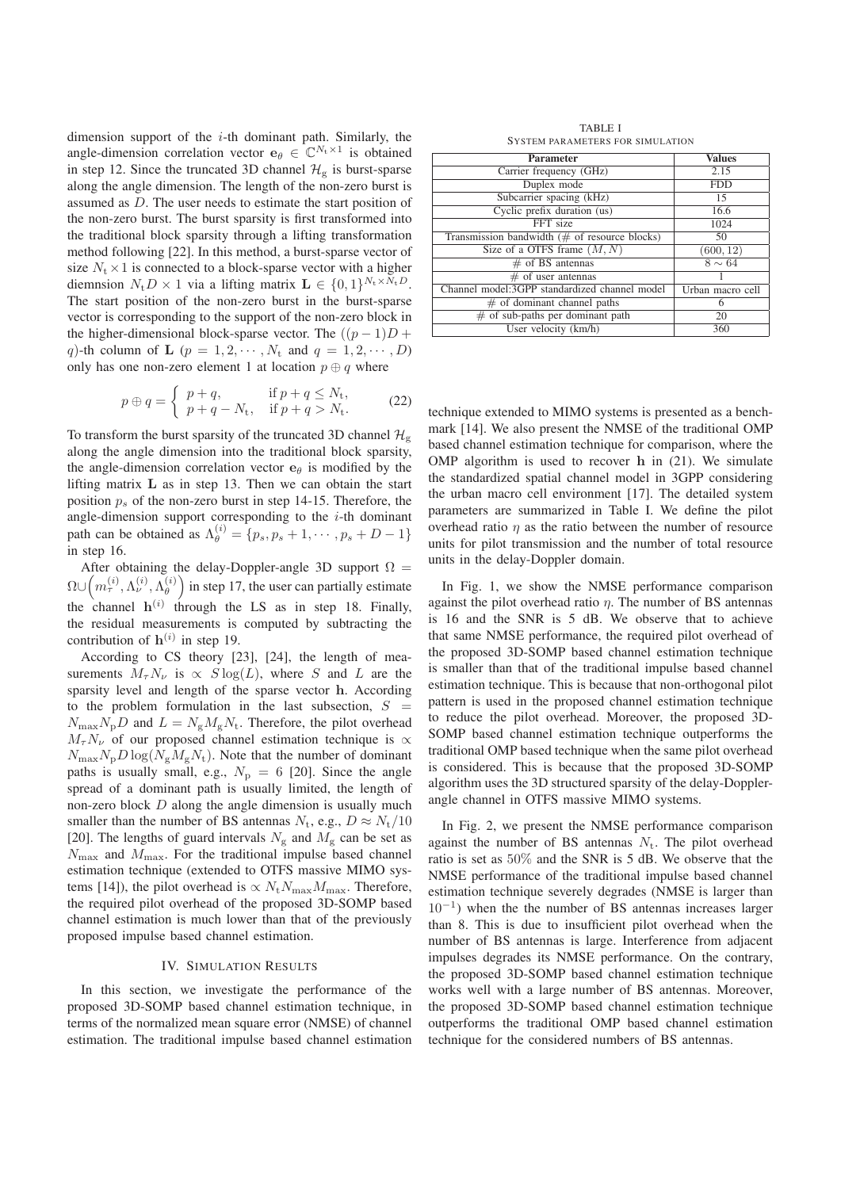dimension support of the $i$-th dominant path. Similarly, the angle-dimension correlation vector $\mathbf{e}_\theta \in \mathbb{C}^{N_\mathrm{t}\times 1}$ is obtained in step 12. Since the truncated 3D channel $\mathcal{H}_\mathrm{g}$ is burst-sparse along the angle dimension. The length of the non-zero burst is assumed as $D$. The user needs to estimate the start position of the non-zero burst. The burst sparsity is first transformed into the traditional block sparsity through a lifting transformation method following [22]. In this method, a burst-sparse vector of size $N_\mathrm{t}\times 1$ is connected to a block-sparse vector with a higher diemnsion $N_\mathrm{t}D \times 1$ via a lifting matrix $\mathbf{L} \in \{0,1\}^{N_\mathrm{t}\times N_\mathrm{t}D}$. The start position of the non-zero burst in the burst-sparse vector is corresponding to the support of the non-zero block in the higher-dimensional block-sparse vector. The $((p-1)D+q)$-th column of $\mathbf{L}$ ($p = 1, 2, \cdots, N_\mathrm{t}$ and $q = 1, 2, \cdots, D$) only has one non-zero element 1 at location $p \oplus q$ where

$$p \oplus q = \begin{cases} p+q, & \text{if } p+q \leq N_\mathrm{t}, \\ p+q-N_\mathrm{t}, & \text{if } p+q > N_\mathrm{t}. \end{cases} \tag{22}$$

To transform the burst sparsity of the truncated 3D channel $\mathcal{H}_\mathrm{g}$ along the angle dimension into the traditional block sparsity, the angle-dimension correlation vector $\mathbf{e}_\theta$ is modified by the lifting matrix $\mathbf{L}$ as in step 13. Then we can obtain the start position $p_s$ of the non-zero burst in step 14-15. Therefore, the angle-dimension support corresponding to the $i$-th dominant path can be obtained as $\Lambda_\theta^{(i)} = \{p_s, p_s+1, \cdots, p_s+D-1\}$ in step 16.

After obtaining the delay-Doppler-angle 3D support $\Omega = \Omega \cup \left(m_\tau^{(i)}, \Lambda_\nu^{(i)}, \Lambda_\theta^{(i)}\right)$ in step 17, the user can partially estimate the channel $\mathbf{h}^{(i)}$ through the LS as in step 18. Finally, the residual measurements is computed by subtracting the contribution of $\mathbf{h}^{(i)}$ in step 19.

According to CS theory [23], [24], the length of measurements $M_\tau N_\nu$ is $\propto S\log(L)$, where $S$ and $L$ are the sparsity level and length of the sparse vector $\mathbf{h}$. According to the problem formulation in the last subsection, $S = N_{\max}N_\mathrm{p}D$ and $L = N_\mathrm{g}M_\mathrm{g}N_\mathrm{t}$. Therefore, the pilot overhead $M_\tau N_\nu$ of our proposed channel estimation technique is $\propto N_{\max}N_\mathrm{p}D\log(N_\mathrm{g}M_\mathrm{g}N_\mathrm{t})$. Note that the number of dominant paths is usually small, e.g., $N_\mathrm{p} = 6$ [20]. Since the angle spread of a dominant path is usually limited, the length of non-zero block $D$ along the angle dimension is usually much smaller than the number of BS antennas $N_\mathrm{t}$, e.g., $D \approx N_\mathrm{t}/10$ [20]. The lengths of guard intervals $N_\mathrm{g}$ and $M_\mathrm{g}$ can be set as $N_{\max}$ and $M_{\max}$. For the traditional impulse based channel estimation technique (extended to OTFS massive MIMO systems [14]), the pilot overhead is $\propto N_\mathrm{t}N_{\max}M_{\max}$. Therefore, the required pilot overhead of the proposed 3D-SOMP based channel estimation is much lower than that of the previously proposed impulse based channel estimation.

## IV. Simulation Results

In this section, we investigate the performance of the proposed 3D-SOMP based channel estimation technique, in terms of the normalized mean square error (NMSE) of channel estimation. The traditional impulse based channel estimation technique extended to MIMO systems is presented as a benchmark [14]. We also present the NMSE of the traditional OMP based channel estimation technique for comparison, where the OMP algorithm is used to recover $\mathbf{h}$ in (21). We simulate the standardized spatial channel model in 3GPP considering the urban macro cell environment [17]. The detailed system parameters are summarized in Table I. We define the pilot overhead ratio $\eta$ as the ratio between the number of resource units for pilot transmission and the number of total resource units in the delay-Doppler domain.

In Fig. 1, we show the NMSE performance comparison against the pilot overhead ratio $\eta$. The number of BS antennas is 16 and the SNR is 5 dB. We observe that to achieve that same NMSE performance, the required pilot overhead of the proposed 3D-SOMP based channel estimation technique is smaller than that of the traditional impulse based channel estimation technique. This is because that non-orthogonal pilot pattern is used in the proposed channel estimation technique to reduce the pilot overhead. Moreover, the proposed 3D-SOMP based channel estimation technique outperforms the traditional OMP based technique when the same pilot overhead is considered. This is because that the proposed 3D-SOMP algorithm uses the 3D structured sparsity of the delay-Doppler-angle channel in OTFS massive MIMO systems.

In Fig. 2, we present the NMSE performance comparison against the number of BS antennas $N_\mathrm{t}$. The pilot overhead ratio is set as $50\%$ and the SNR is 5 dB. We observe that the NMSE performance of the traditional impulse based channel estimation technique severely degrades (NMSE is larger than $10^{-1}$) when the the number of BS antennas increases larger than 8. This is due to insufficient pilot overhead when the number of BS antennas is large. Interference from adjacent impulses degrades its NMSE performance. On the contrary, the proposed 3D-SOMP based channel estimation technique works well with a large number of BS antennas. Moreover, the proposed 3D-SOMP based channel estimation technique outperforms the traditional OMP based channel estimation technique for the considered numbers of BS antennas.

TABLE I
System Parameters for Simulation

| Parameter | Values |
|---|---|
| Carrier frequency (GHz) | 2.15 |
| Duplex mode | FDD |
| Subcarrier spacing (kHz) | 15 |
| Cyclic prefix duration (us) | 16.6 |
| FFT size | 1024 |
| Transmission bandwidth (# of resource blocks) | 50 |
| Size of a OTFS frame $(M, N)$ | (600, 12) |
| # of BS antennas | $8 \sim 64$ |
| # of user antennas | 1 |
| Channel model:3GPP standardized channel model | Urban macro cell |
| # of dominant channel paths | 6 |
| # of sub-paths per dominant path | 20 |
| User velocity (km/h) | 360 |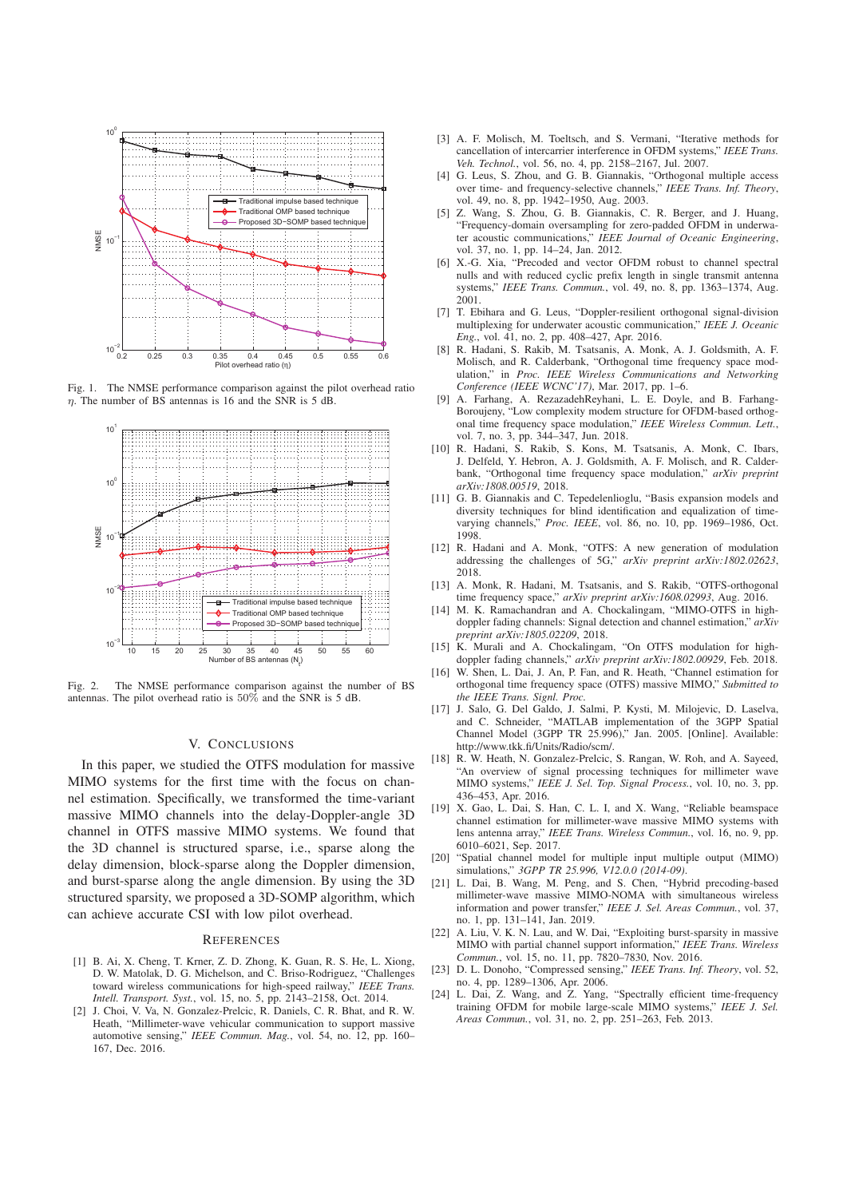$10^0$

$10^{-1}$

$10^{-2}$

NMSE

0.2 0.25 0.3 0.35 0.4 0.45 0.5 0.55 0.6

Pilot overhead ratio (η)

Traditional impulse based technique
Traditional OMP based technique
Proposed 3D−SOMP based technique

Fig. 1. The NMSE performance comparison against the pilot overhead ratio $\eta$. The number of BS antennas is 16 and the SNR is 5 dB.

$10^1$

$10^0$

$10^{-1}$

$10^{-2}$

$10^{-3}$

NMSE

10 15 20 25 30 35 40 45 50 55 60

Number of BS antennas ($N_t$)

Traditional impulse based technique
Traditional OMP based technique
Proposed 3D−SOMP based technique

Fig. 2. The NMSE performance comparison against the number of BS antennas. The pilot overhead ratio is 50% and the SNR is 5 dB.

## V. Conclusions

In this paper, we studied the OTFS modulation for massive MIMO systems for the first time with the focus on channel estimation. Specifically, we transformed the time-variant massive MIMO channels into the delay-Doppler-angle 3D channel in OTFS massive MIMO systems. We found that the 3D channel is structured sparse, i.e., sparse along the delay dimension, block-sparse along the Doppler dimension, and burst-sparse along the angle dimension. By using the 3D structured sparsity, we proposed a 3D-SOMP algorithm, which can achieve accurate CSI with low pilot overhead.

## References

[1] B. Ai, X. Cheng, T. Krner, Z. D. Zhong, K. Guan, R. S. He, L. Xiong, D. W. Matolak, D. G. Michelson, and C. Briso-Rodriguez, "Challenges toward wireless communications for high-speed railway," *IEEE Trans. Intell. Transport. Syst.*, vol. 15, no. 5, pp. 2143–2158, Oct. 2014.

[2] J. Choi, V. Va, N. Gonzalez-Prelcic, R. Daniels, C. R. Bhat, and R. W. Heath, "Millimeter-wave vehicular communication to support massive automotive sensing," *IEEE Commun. Mag.*, vol. 54, no. 12, pp. 160–167, Dec. 2016.

[3] A. F. Molisch, M. Toeltsch, and S. Vermani, "Iterative methods for cancellation of intercarrier interference in OFDM systems," *IEEE Trans. Veh. Technol.*, vol. 56, no. 4, pp. 2158–2167, Jul. 2007.

[4] G. Leus, S. Zhou, and G. B. Giannakis, "Orthogonal multiple access over time- and frequency-selective channels," *IEEE Trans. Inf. Theory*, vol. 49, no. 8, pp. 1942–1950, Aug. 2003.

[5] Z. Wang, S. Zhou, G. B. Giannakis, C. R. Berger, and J. Huang, "Frequency-domain oversampling for zero-padded OFDM in underwater acoustic communications," *IEEE Journal of Oceanic Engineering*, vol. 37, no. 1, pp. 14–24, Jan. 2012.

[6] X.-G. Xia, "Precoded and vector OFDM robust to channel spectral nulls and with reduced cyclic prefix length in single transmit antenna systems," *IEEE Trans. Commun.*, vol. 49, no. 8, pp. 1363–1374, Aug. 2001.

[7] T. Ebihara and G. Leus, "Doppler-resilient orthogonal signal-division multiplexing for underwater acoustic communication," *IEEE J. Oceanic Eng.*, vol. 41, no. 2, pp. 408–427, Apr. 2016.

[8] R. Hadani, S. Rakib, M. Tsatsanis, A. Monk, A. J. Goldsmith, A. F. Molisch, and R. Calderbank, "Orthogonal time frequency space modulation," in *Proc. IEEE Wireless Communications and Networking Conference (IEEE WCNC'17)*, Mar. 2017, pp. 1–6.

[9] A. Farhang, A. RezazadehReyhani, L. E. Doyle, and B. Farhang-Boroujeny, "Low complexity modem structure for OFDM-based orthogonal time frequency space modulation," *IEEE Wireless Commun. Lett.*, vol. 7, no. 3, pp. 344–347, Jun. 2018.

[10] R. Hadani, S. Rakib, S. Kons, M. Tsatsanis, A. Monk, C. Ibars, J. Delfeld, Y. Hebron, A. J. Goldsmith, A. F. Molisch, and R. Calderbank, "Orthogonal time frequency space modulation," *arXiv preprint arXiv:1808.00519*, 2018.

[11] G. B. Giannakis and C. Tepedelenlioglu, "Basis expansion models and diversity techniques for blind identification and equalization of time-varying channels," *Proc. IEEE*, vol. 86, no. 10, pp. 1969–1986, Oct. 1998.

[12] R. Hadani and A. Monk, "OTFS: A new generation of modulation addressing the challenges of 5G," *arXiv preprint arXiv:1802.02623*, 2018.

[13] A. Monk, R. Hadani, M. Tsatsanis, and S. Rakib, "OTFS-orthogonal time frequency space," *arXiv preprint arXiv:1608.02993*, Aug. 2016.

[14] M. K. Ramachandran and A. Chockalingam, "MIMO-OTFS in high-doppler fading channels: Signal detection and channel estimation," *arXiv preprint arXiv:1805.02209*, 2018.

[15] K. Murali and A. Chockalingam, "On OTFS modulation for high-doppler fading channels," *arXiv preprint arXiv:1802.00929*, Feb. 2018.

[16] W. Shen, L. Dai, J. An, P. Fan, and R. Heath, "Channel estimation for orthogonal time frequency space (OTFS) massive MIMO," *Submitted to the IEEE Trans. Signl. Proc.*

[17] J. Salo, G. Del Galdo, J. Salmi, P. Kysti, M. Milojevic, D. Laselva, and C. Schneider, "MATLAB implementation of the 3GPP Spatial Channel Model (3GPP TR 25.996)," Jan. 2005. [Online]. Available: http://www.tkk.fi/Units/Radio/scm/.

[18] R. W. Heath, N. Gonzalez-Prelcic, S. Rangan, W. Roh, and A. Sayeed, "An overview of signal processing techniques for millimeter wave MIMO systems," *IEEE J. Sel. Top. Signal Process.*, vol. 10, no. 3, pp. 436–453, Apr. 2016.

[19] X. Gao, L. Dai, S. Han, C. L. I, and X. Wang, "Reliable beamspace channel estimation for millimeter-wave massive MIMO systems with lens antenna array," *IEEE Trans. Wireless Commun.*, vol. 16, no. 9, pp. 6010–6021, Sep. 2017.

[20] "Spatial channel model for multiple input multiple output (MIMO) simulations," *3GPP TR 25.996, V12.0.0 (2014-09)*.

[21] L. Dai, B. Wang, M. Peng, and S. Chen, "Hybrid precoding-based millimeter-wave massive MIMO-NOMA with simultaneous wireless information and power transfer," *IEEE J. Sel. Areas Commun.*, vol. 37, no. 1, pp. 131–141, Jan. 2019.

[22] A. Liu, V. K. N. Lau, and W. Dai, "Exploiting burst-sparsity in massive MIMO with partial channel support information," *IEEE Trans. Wireless Commun.*, vol. 15, no. 11, pp. 7820–7830, Nov. 2016.

[23] D. L. Donoho, "Compressed sensing," *IEEE Trans. Inf. Theory*, vol. 52, no. 4, pp. 1289–1306, Apr. 2006.

[24] L. Dai, Z. Wang, and Z. Yang, "Spectrally efficient time-frequency training OFDM for mobile large-scale MIMO systems," *IEEE J. Sel. Areas Commun.*, vol. 31, no. 2, pp. 251–263, Feb. 2013.